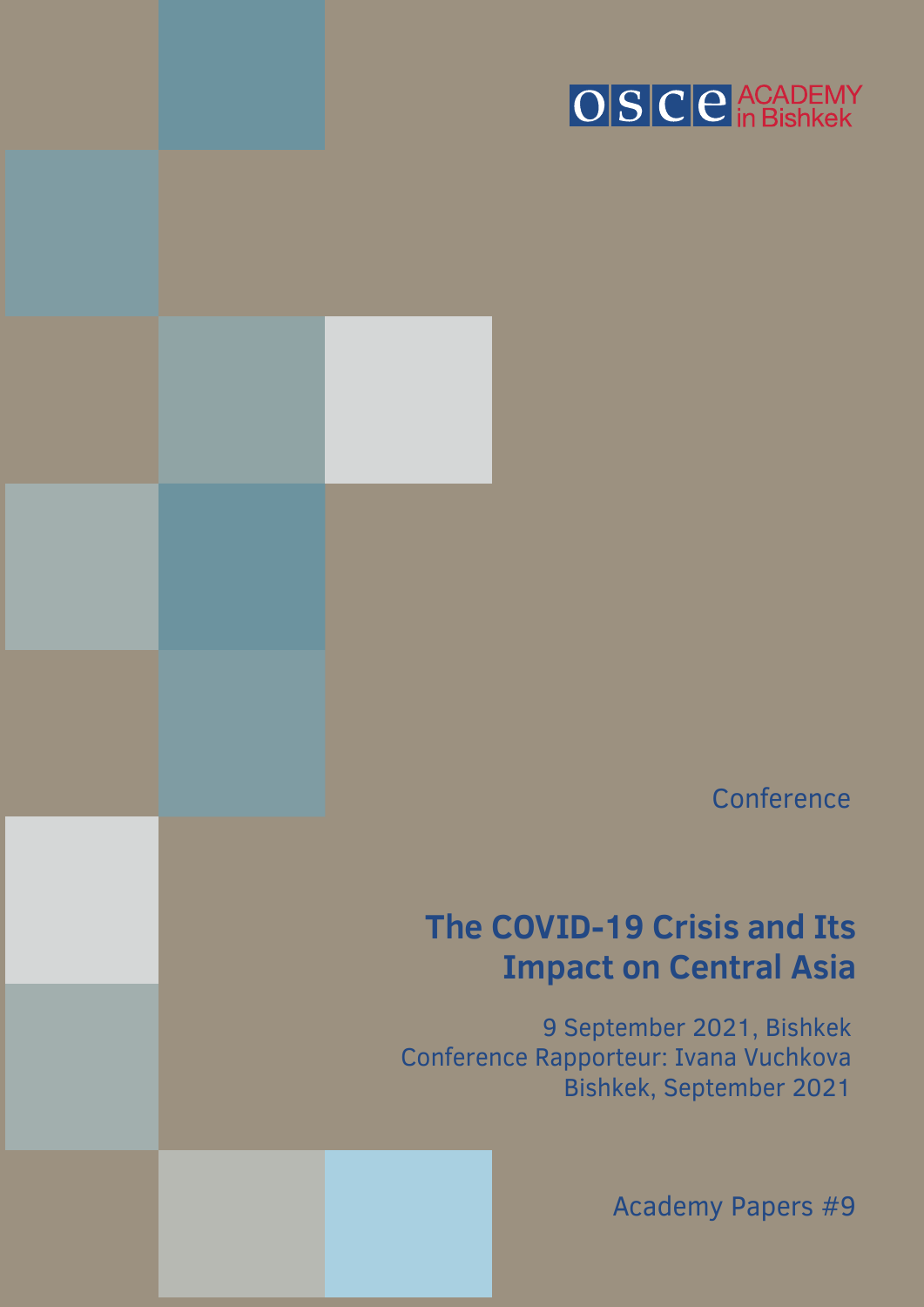OSCE ACADEMY in Bishkek

Conference

# The COVID-19 Crisis and Its Impact on Central Asia

9 September 2021, Bishkek
Conference Rapporteur: Ivana Vuchkova
Bishkek, September 2021

Academy Papers #9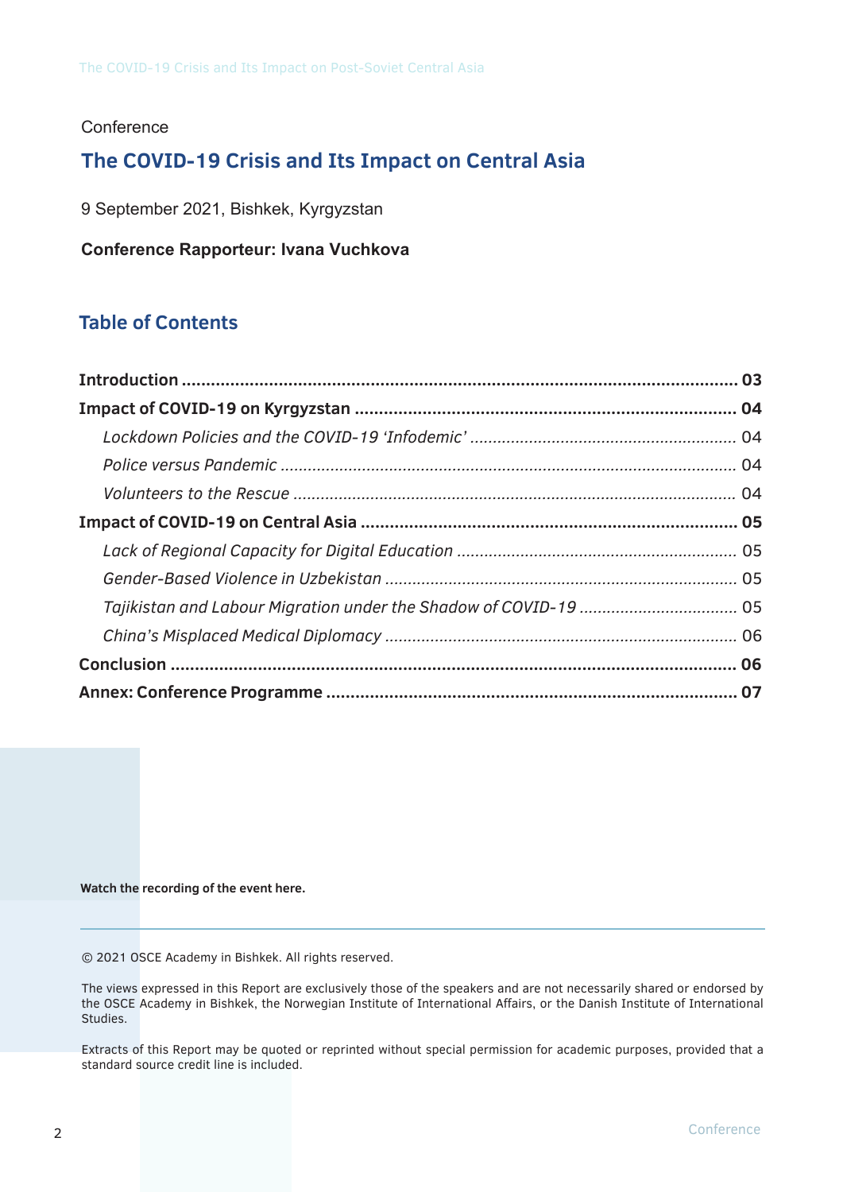Conference

# The COVID-19 Crisis and Its Impact on Central Asia

9 September 2021, Bishkek, Kyrgyzstan

**Conference Rapporteur: Ivana Vuchkova**

## Table of Contents

**Introduction** ... **03**

**Impact of COVID-19 on Kyrgyzstan** ... **04**

- *Lockdown Policies and the COVID-19 'Infodemic'* ... 04
- *Police versus Pandemic* ... 04
- *Volunteers to the Rescue* ... 04

**Impact of COVID-19 on Central Asia** ... **05**

- *Lack of Regional Capacity for Digital Education* ... 05
- *Gender-Based Violence in Uzbekistan* ... 05
- *Tajikistan and Labour Migration under the Shadow of COVID-19* ... 05
- *China's Misplaced Medical Diplomacy* ... 06

**Conclusion** ... **06**

**Annex: Conference Programme** ... **07**

**Watch the recording of the event here.**

---

© 2021 OSCE Academy in Bishkek. All rights reserved.

The views expressed in this Report are exclusively those of the speakers and are not necessarily shared or endorsed by the OSCE Academy in Bishkek, the Norwegian Institute of International Affairs, or the Danish Institute of International Studies.

Extracts of this Report may be quoted or reprinted without special permission for academic purposes, provided that a standard source credit line is included.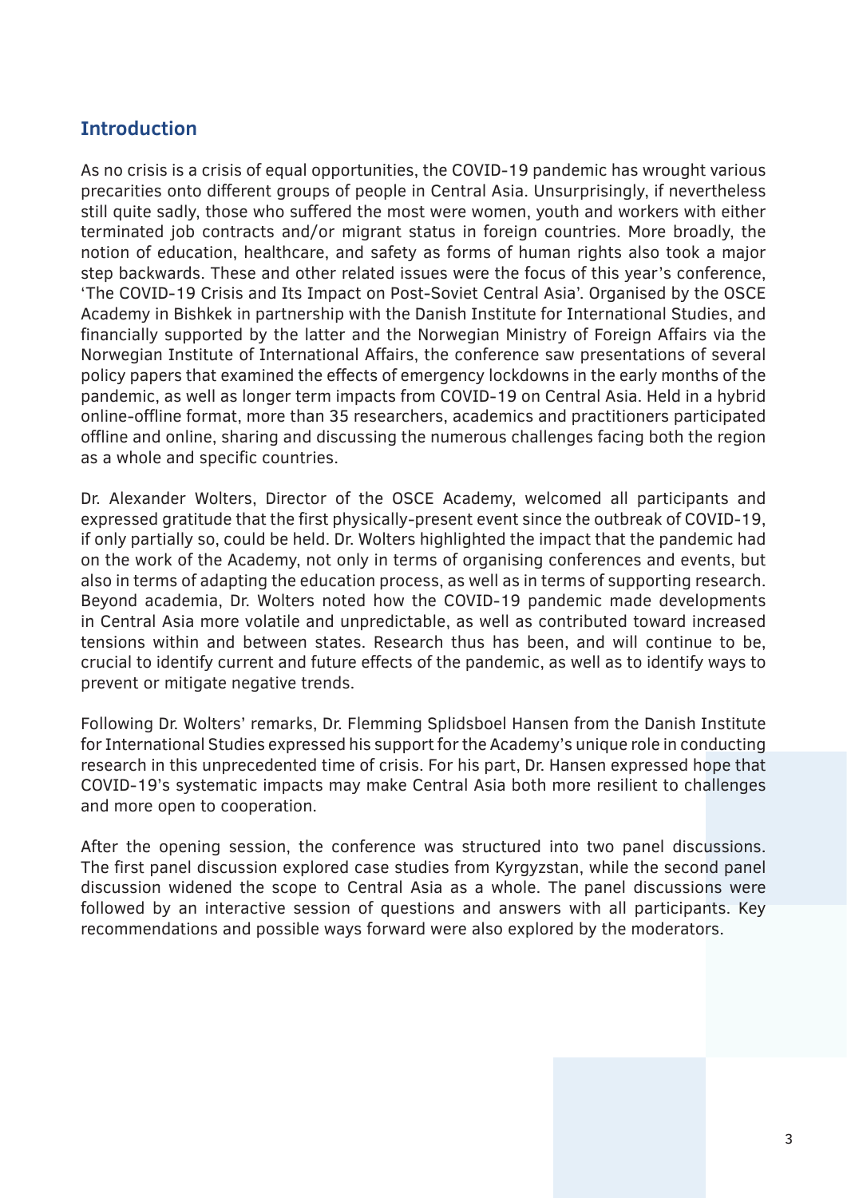## Introduction

As no crisis is a crisis of equal opportunities, the COVID-19 pandemic has wrought various precarities onto different groups of people in Central Asia. Unsurprisingly, if nevertheless still quite sadly, those who suffered the most were women, youth and workers with either terminated job contracts and/or migrant status in foreign countries. More broadly, the notion of education, healthcare, and safety as forms of human rights also took a major step backwards. These and other related issues were the focus of this year's conference, 'The COVID-19 Crisis and Its Impact on Post-Soviet Central Asia'. Organised by the OSCE Academy in Bishkek in partnership with the Danish Institute for International Studies, and financially supported by the latter and the Norwegian Ministry of Foreign Affairs via the Norwegian Institute of International Affairs, the conference saw presentations of several policy papers that examined the effects of emergency lockdowns in the early months of the pandemic, as well as longer term impacts from COVID-19 on Central Asia. Held in a hybrid online-offline format, more than 35 researchers, academics and practitioners participated offline and online, sharing and discussing the numerous challenges facing both the region as a whole and specific countries.

Dr. Alexander Wolters, Director of the OSCE Academy, welcomed all participants and expressed gratitude that the first physically-present event since the outbreak of COVID-19, if only partially so, could be held. Dr. Wolters highlighted the impact that the pandemic had on the work of the Academy, not only in terms of organising conferences and events, but also in terms of adapting the education process, as well as in terms of supporting research. Beyond academia, Dr. Wolters noted how the COVID-19 pandemic made developments in Central Asia more volatile and unpredictable, as well as contributed toward increased tensions within and between states. Research thus has been, and will continue to be, crucial to identify current and future effects of the pandemic, as well as to identify ways to prevent or mitigate negative trends.

Following Dr. Wolters' remarks, Dr. Flemming Splidsboel Hansen from the Danish Institute for International Studies expressed his support for the Academy's unique role in conducting research in this unprecedented time of crisis. For his part, Dr. Hansen expressed hope that COVID-19's systematic impacts may make Central Asia both more resilient to challenges and more open to cooperation.

After the opening session, the conference was structured into two panel discussions. The first panel discussion explored case studies from Kyrgyzstan, while the second panel discussion widened the scope to Central Asia as a whole. The panel discussions were followed by an interactive session of questions and answers with all participants. Key recommendations and possible ways forward were also explored by the moderators.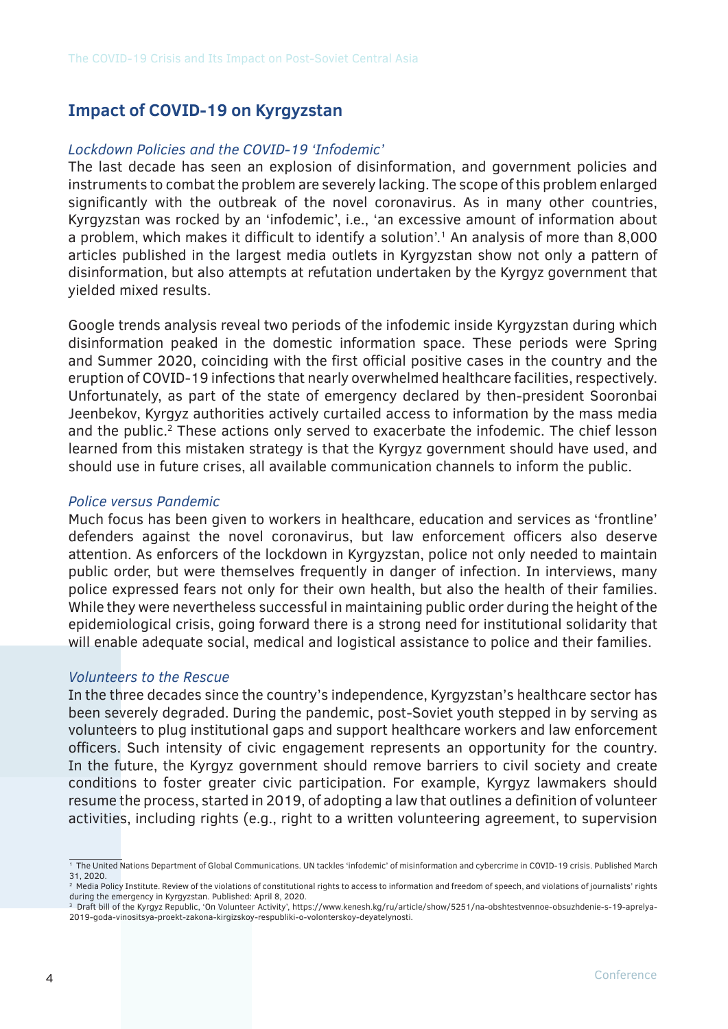## Impact of COVID-19 on Kyrgyzstan

*Lockdown Policies and the COVID-19 'Infodemic'*

The last decade has seen an explosion of disinformation, and government policies and instruments to combat the problem are severely lacking. The scope of this problem enlarged significantly with the outbreak of the novel coronavirus. As in many other countries, Kyrgyzstan was rocked by an 'infodemic', i.e., 'an excessive amount of information about a problem, which makes it difficult to identify a solution'.[1] An analysis of more than 8,000 articles published in the largest media outlets in Kyrgyzstan show not only a pattern of disinformation, but also attempts at refutation undertaken by the Kyrgyz government that yielded mixed results.

Google trends analysis reveal two periods of the infodemic inside Kyrgyzstan during which disinformation peaked in the domestic information space. These periods were Spring and Summer 2020, coinciding with the first official positive cases in the country and the eruption of COVID-19 infections that nearly overwhelmed healthcare facilities, respectively. Unfortunately, as part of the state of emergency declared by then-president Sooronbai Jeenbekov, Kyrgyz authorities actively curtailed access to information by the mass media and the public.[2] These actions only served to exacerbate the infodemic. The chief lesson learned from this mistaken strategy is that the Kyrgyz government should have used, and should use in future crises, all available communication channels to inform the public.

*Police versus Pandemic*

Much focus has been given to workers in healthcare, education and services as 'frontline' defenders against the novel coronavirus, but law enforcement officers also deserve attention. As enforcers of the lockdown in Kyrgyzstan, police not only needed to maintain public order, but were themselves frequently in danger of infection. In interviews, many police expressed fears not only for their own health, but also the health of their families. While they were nevertheless successful in maintaining public order during the height of the epidemiological crisis, going forward there is a strong need for institutional solidarity that will enable adequate social, medical and logistical assistance to police and their families.

*Volunteers to the Rescue*

In the three decades since the country's independence, Kyrgyzstan's healthcare sector has been severely degraded. During the pandemic, post-Soviet youth stepped in by serving as volunteers to plug institutional gaps and support healthcare workers and law enforcement officers. Such intensity of civic engagement represents an opportunity for the country. In the future, the Kyrgyz government should remove barriers to civil society and create conditions to foster greater civic participation. For example, Kyrgyz lawmakers should resume the process, started in 2019, of adopting a law that outlines a definition of volunteer activities, including rights (e.g., right to a written volunteering agreement, to supervision

---

[1] The United Nations Department of Global Communications. UN tackles 'infodemic' of misinformation and cybercrime in COVID-19 crisis. Published March 31, 2020.

[2] Media Policy Institute. Review of the violations of constitutional rights to access to information and freedom of speech, and violations of journalists' rights during the emergency in Kyrgyzstan. Published: April 8, 2020.

[3] Draft bill of the Kyrgyz Republic, 'On Volunteer Activity', https://www.kenesh.kg/ru/article/show/5251/na-obshtestvennoe-obsuzhdenie-s-19-aprelya-2019-goda-vinositsya-proekt-zakona-kirgizskoy-respubliki-o-volonterskoy-deyatelynosti.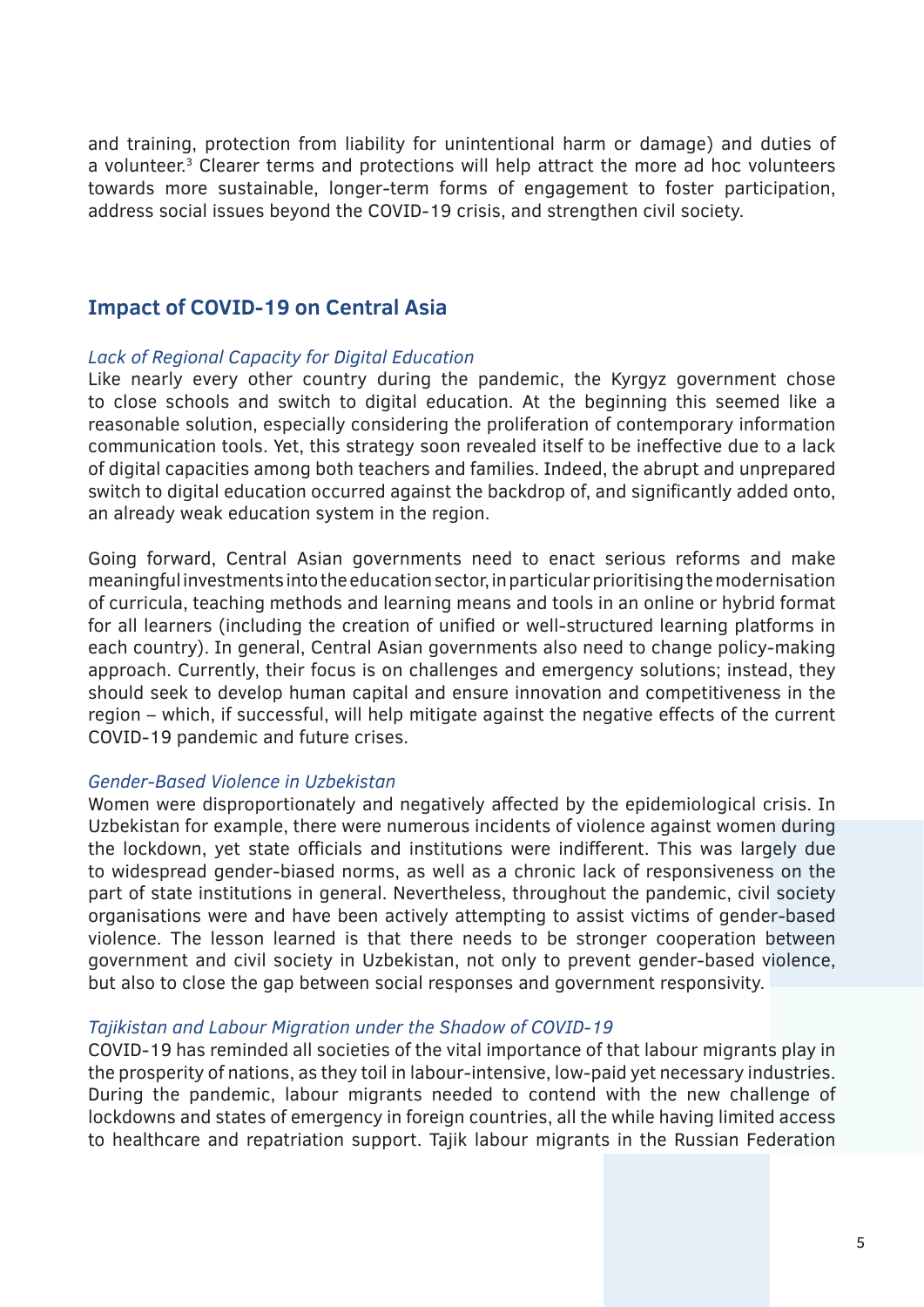and training, protection from liability for unintentional harm or damage) and duties of a volunteer.[3] Clearer terms and protections will help attract the more ad hoc volunteers towards more sustainable, longer-term forms of engagement to foster participation, address social issues beyond the COVID-19 crisis, and strengthen civil society.

## Impact of COVID-19 on Central Asia

*Lack of Regional Capacity for Digital Education*

Like nearly every other country during the pandemic, the Kyrgyz government chose to close schools and switch to digital education. At the beginning this seemed like a reasonable solution, especially considering the proliferation of contemporary information communication tools. Yet, this strategy soon revealed itself to be ineffective due to a lack of digital capacities among both teachers and families. Indeed, the abrupt and unprepared switch to digital education occurred against the backdrop of, and significantly added onto, an already weak education system in the region.

Going forward, Central Asian governments need to enact serious reforms and make meaningful investments into the education sector, in particular prioritising the modernisation of curricula, teaching methods and learning means and tools in an online or hybrid format for all learners (including the creation of unified or well-structured learning platforms in each country). In general, Central Asian governments also need to change policy-making approach. Currently, their focus is on challenges and emergency solutions; instead, they should seek to develop human capital and ensure innovation and competitiveness in the region – which, if successful, will help mitigate against the negative effects of the current COVID-19 pandemic and future crises.

*Gender-Based Violence in Uzbekistan*

Women were disproportionately and negatively affected by the epidemiological crisis. In Uzbekistan for example, there were numerous incidents of violence against women during the lockdown, yet state officials and institutions were indifferent. This was largely due to widespread gender-biased norms, as well as a chronic lack of responsiveness on the part of state institutions in general. Nevertheless, throughout the pandemic, civil society organisations were and have been actively attempting to assist victims of gender-based violence. The lesson learned is that there needs to be stronger cooperation between government and civil society in Uzbekistan, not only to prevent gender-based violence, but also to close the gap between social responses and government responsivity.

*Tajikistan and Labour Migration under the Shadow of COVID-19*

COVID-19 has reminded all societies of the vital importance of that labour migrants play in the prosperity of nations, as they toil in labour-intensive, low-paid yet necessary industries. During the pandemic, labour migrants needed to contend with the new challenge of lockdowns and states of emergency in foreign countries, all the while having limited access to healthcare and repatriation support. Tajik labour migrants in the Russian Federation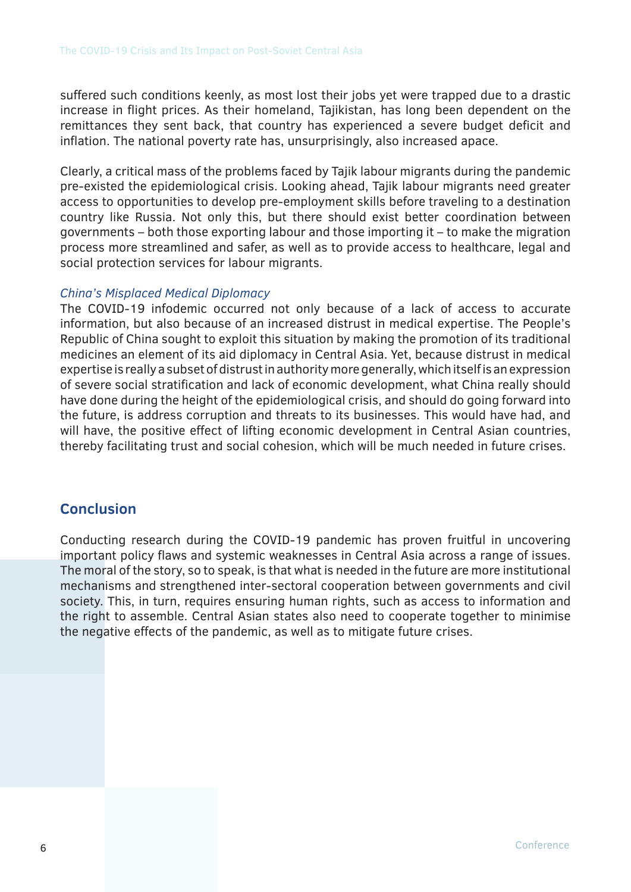suffered such conditions keenly, as most lost their jobs yet were trapped due to a drastic increase in flight prices. As their homeland, Tajikistan, has long been dependent on the remittances they sent back, that country has experienced a severe budget deficit and inflation. The national poverty rate has, unsurprisingly, also increased apace.

Clearly, a critical mass of the problems faced by Tajik labour migrants during the pandemic pre-existed the epidemiological crisis. Looking ahead, Tajik labour migrants need greater access to opportunities to develop pre-employment skills before traveling to a destination country like Russia. Not only this, but there should exist better coordination between governments – both those exporting labour and those importing it – to make the migration process more streamlined and safer, as well as to provide access to healthcare, legal and social protection services for labour migrants.

*China's Misplaced Medical Diplomacy*

The COVID-19 infodemic occurred not only because of a lack of access to accurate information, but also because of an increased distrust in medical expertise. The People's Republic of China sought to exploit this situation by making the promotion of its traditional medicines an element of its aid diplomacy in Central Asia. Yet, because distrust in medical expertise is really a subset of distrust in authority more generally, which itself is an expression of severe social stratification and lack of economic development, what China really should have done during the height of the epidemiological crisis, and should do going forward into the future, is address corruption and threats to its businesses. This would have had, and will have, the positive effect of lifting economic development in Central Asian countries, thereby facilitating trust and social cohesion, which will be much needed in future crises.

## Conclusion

Conducting research during the COVID-19 pandemic has proven fruitful in uncovering important policy flaws and systemic weaknesses in Central Asia across a range of issues. The moral of the story, so to speak, is that what is needed in the future are more institutional mechanisms and strengthened inter-sectoral cooperation between governments and civil society. This, in turn, requires ensuring human rights, such as access to information and the right to assemble. Central Asian states also need to cooperate together to minimise the negative effects of the pandemic, as well as to mitigate future crises.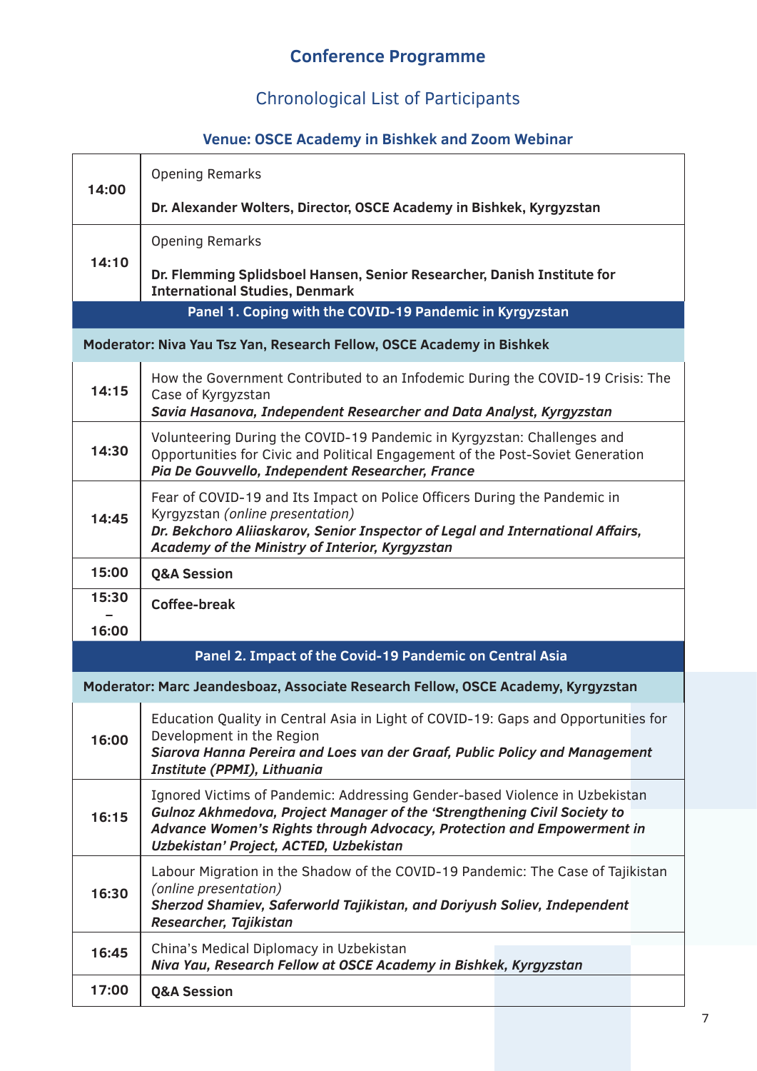## Conference Programme

### Chronological List of Participants

**Venue: OSCE Academy in Bishkek and Zoom Webinar**

| Time | Programme |
|---|---|
| **14:00** | Opening Remarks<br><br>**Dr. Alexander Wolters, Director, OSCE Academy in Bishkek, Kyrgyzstan** |
| **14:10** | Opening Remarks<br><br>**Dr. Flemming Splidsboel Hansen, Senior Researcher, Danish Institute for International Studies, Denmark** |
| | **Panel 1. Coping with the COVID-19 Pandemic in Kyrgyzstan** |
| | **Moderator: Niva Yau Tsz Yan, Research Fellow, OSCE Academy in Bishkek** |
| **14:15** | How the Government Contributed to an Infodemic During the COVID-19 Crisis: The Case of Kyrgyzstan<br>***Savia Hasanova, Independent Researcher and Data Analyst, Kyrgyzstan*** |
| **14:30** | Volunteering During the COVID-19 Pandemic in Kyrgyzstan: Challenges and Opportunities for Civic and Political Engagement of the Post-Soviet Generation<br>***Pia De Gouvvello, Independent Researcher, France*** |
| **14:45** | Fear of COVID-19 and Its Impact on Police Officers During the Pandemic in Kyrgyzstan *(online presentation)*<br>***Dr. Bekchoro Aliiaskarov, Senior Inspector of Legal and International Affairs, Academy of the Ministry of Interior, Kyrgyzstan*** |
| **15:00** | **Q&A Session** |
| **15:30 – 16:00** | **Coffee-break** |
| | **Panel 2. Impact of the Covid-19 Pandemic on Central Asia** |
| | **Moderator: Marc Jeandesboaz, Associate Research Fellow, OSCE Academy, Kyrgyzstan** |
| **16:00** | Education Quality in Central Asia in Light of COVID-19: Gaps and Opportunities for Development in the Region<br>***Siarova Hanna Pereira and Loes van der Graaf, Public Policy and Management Institute (PPMI), Lithuania*** |
| **16:15** | Ignored Victims of Pandemic: Addressing Gender-based Violence in Uzbekistan<br>***Gulnoz Akhmedova, Project Manager of the 'Strengthening Civil Society to Advance Women's Rights through Advocacy, Protection and Empowerment in Uzbekistan' Project, ACTED, Uzbekistan*** |
| **16:30** | Labour Migration in the Shadow of the COVID-19 Pandemic: The Case of Tajikistan *(online presentation)*<br>***Sherzod Shamiev, Saferworld Tajikistan, and Doriyush Soliev, Independent Researcher, Tajikistan*** |
| **16:45** | China's Medical Diplomacy in Uzbekistan<br>***Niva Yau, Research Fellow at OSCE Academy in Bishkek, Kyrgyzstan*** |
| **17:00** | **Q&A Session** |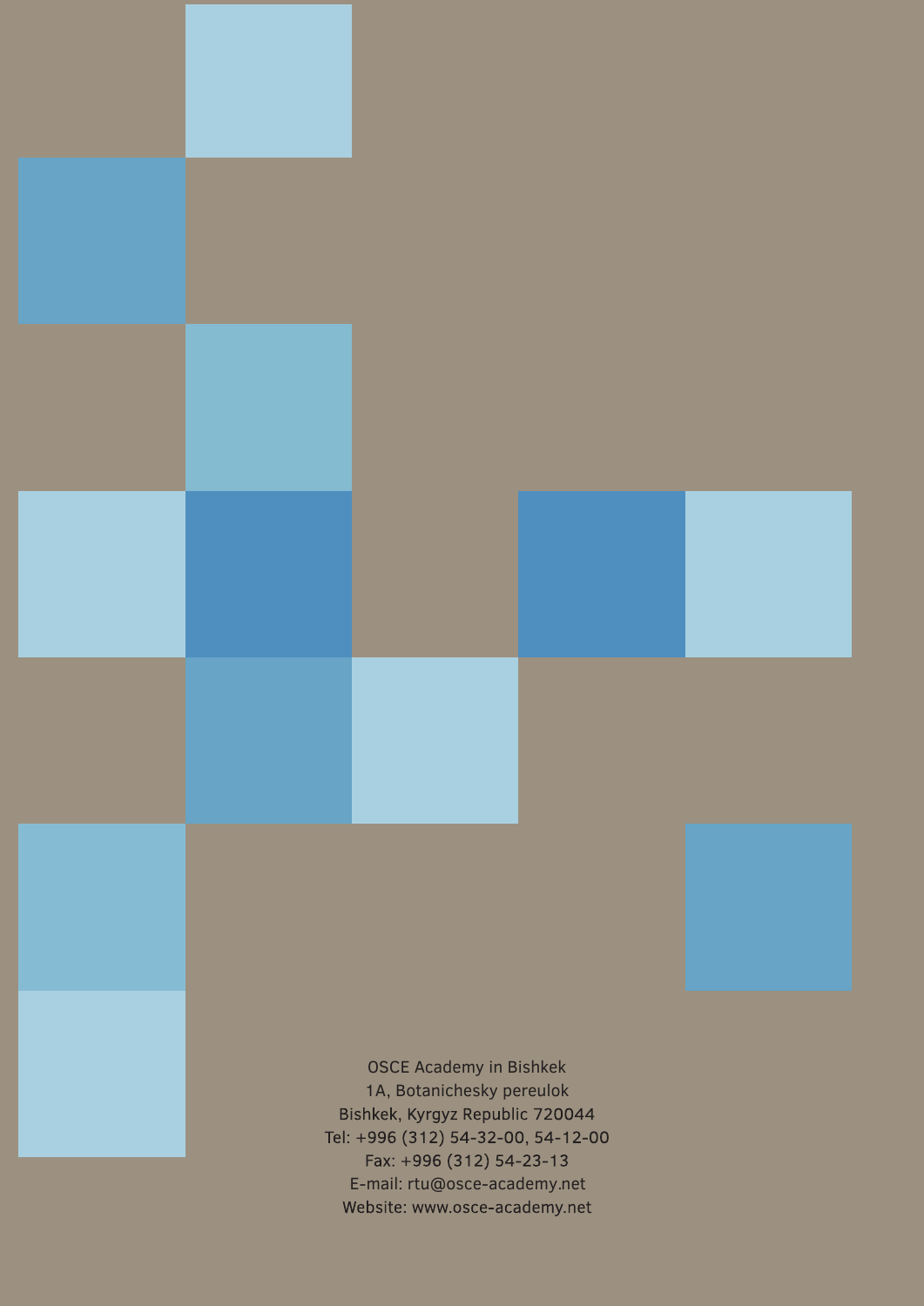OSCE Academy in Bishkek
1A, Botanichesky pereulok
Bishkek, Kyrgyz Republic 720044
Tel: +996 (312) 54-32-00, 54-12-00
Fax: +996 (312) 54-23-13
E-mail: rtu@osce-academy.net
Website: www.osce-academy.net